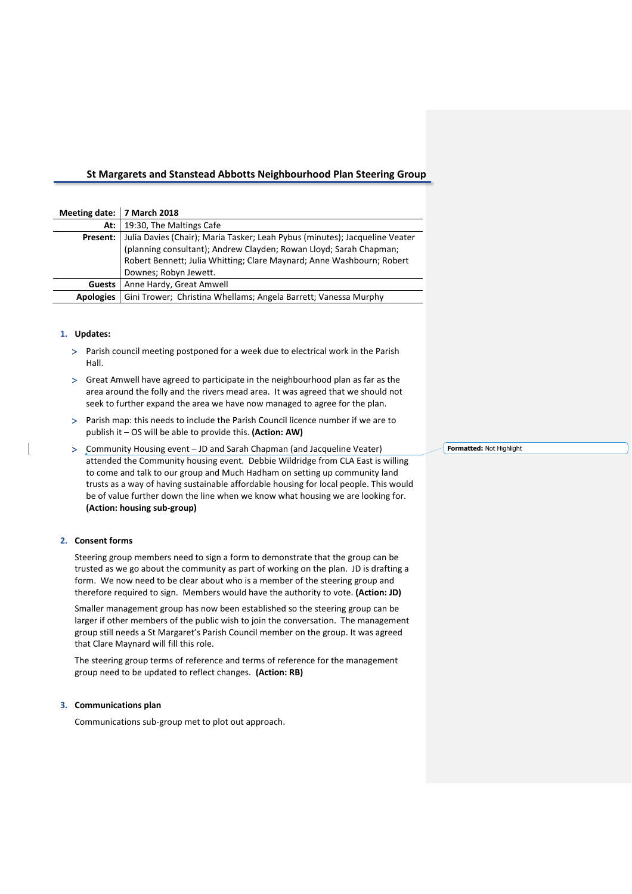## St Margarets and Stanstead Abbotts Neighbourhood Plan Steering Group

| Meeting date: | 7 March 2018 |
|---|---|
| At: | 19:30, The Maltings Cafe |
| Present: | Julia Davies (Chair); Maria Tasker; Leah Pybus (minutes); Jacqueline Veater (planning consultant); Andrew Clayden; Rowan Lloyd; Sarah Chapman; Robert Bennett; Julia Whitting; Clare Maynard; Anne Washbourn; Robert Downes; Robyn Jewett. |
| Guests | Anne Hardy, Great Amwell |
| Apologies | Gini Trower; Christina Whellams; Angela Barrett; Vanessa Murphy |

1. **Updates:**

   - Parish council meeting postponed for a week due to electrical work in the Parish Hall.
   - Great Amwell have agreed to participate in the neighbourhood plan as far as the area around the folly and the rivers mead area. It was agreed that we should not seek to further expand the area we have now managed to agree for the plan.
   - Parish map: this needs to include the Parish Council licence number if we are to publish it – OS will be able to provide this. **(Action: AW)**
   - Community Housing event – JD and Sarah Chapman (and Jacqueline Veater) attended the Community housing event. Debbie Wildridge from CLA East is willing to come and talk to our group and Much Hadham on setting up community land trusts as a way of having sustainable affordable housing for local people. This would be of value further down the line when we know what housing we are looking for. **(Action: housing sub-group)**

2. **Consent forms**

   Steering group members need to sign a form to demonstrate that the group can be trusted as we go about the community as part of working on the plan. JD is drafting a form. We now need to be clear about who is a member of the steering group and therefore required to sign. Members would have the authority to vote. **(Action: JD)**

   Smaller management group has now been established so the steering group can be larger if other members of the public wish to join the conversation. The management group still needs a St Margaret's Parish Council member on the group. It was agreed that Clare Maynard will fill this role.

   The steering group terms of reference and terms of reference for the management group need to be updated to reflect changes. **(Action: RB)**

3. **Communications plan**

   Communications sub-group met to plot out approach.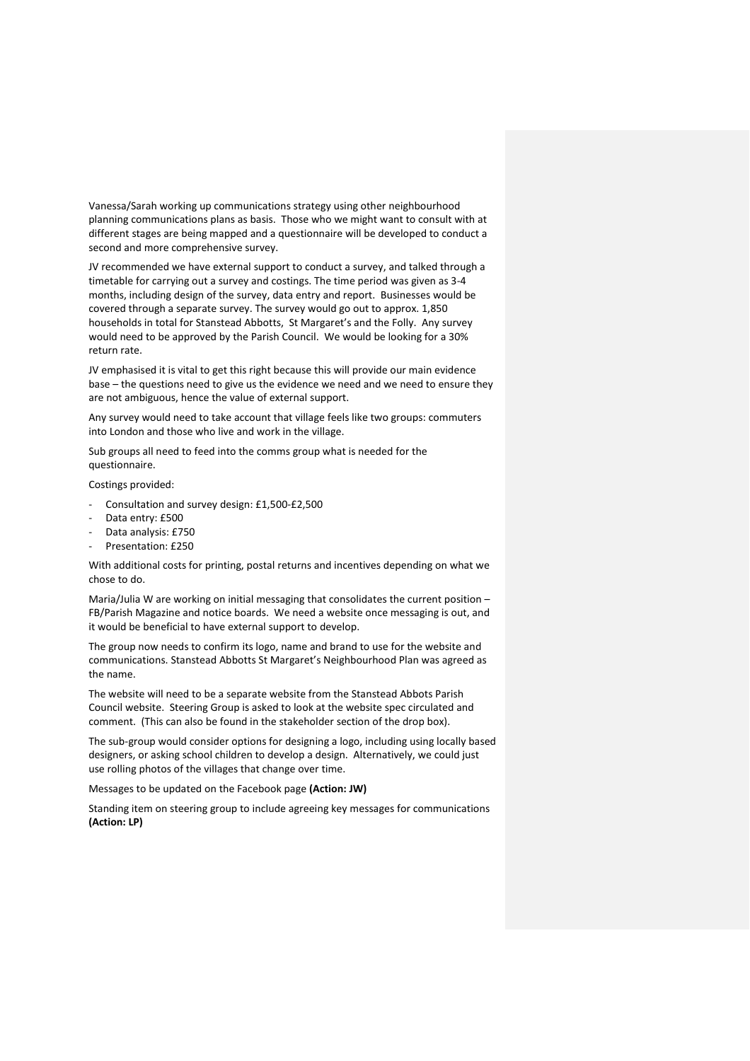Vanessa/Sarah working up communications strategy using other neighbourhood planning communications plans as basis. Those who we might want to consult with at different stages are being mapped and a questionnaire will be developed to conduct a second and more comprehensive survey.

JV recommended we have external support to conduct a survey, and talked through a timetable for carrying out a survey and costings. The time period was given as 3-4 months, including design of the survey, data entry and report. Businesses would be covered through a separate survey. The survey would go out to approx. 1,850 households in total for Stanstead Abbotts, St Margaret's and the Folly. Any survey would need to be approved by the Parish Council. We would be looking for a 30% return rate.

JV emphasised it is vital to get this right because this will provide our main evidence base – the questions need to give us the evidence we need and we need to ensure they are not ambiguous, hence the value of external support.

Any survey would need to take account that village feels like two groups: commuters into London and those who live and work in the village.

Sub groups all need to feed into the comms group what is needed for the questionnaire.

Costings provided:

- Consultation and survey design: £1,500-£2,500
- Data entry: £500
- Data analysis: £750
- Presentation: £250

With additional costs for printing, postal returns and incentives depending on what we chose to do.

Maria/Julia W are working on initial messaging that consolidates the current position – FB/Parish Magazine and notice boards. We need a website once messaging is out, and it would be beneficial to have external support to develop.

The group now needs to confirm its logo, name and brand to use for the website and communications. Stanstead Abbotts St Margaret's Neighbourhood Plan was agreed as the name.

The website will need to be a separate website from the Stanstead Abbots Parish Council website. Steering Group is asked to look at the website spec circulated and comment. (This can also be found in the stakeholder section of the drop box).

The sub-group would consider options for designing a logo, including using locally based designers, or asking school children to develop a design. Alternatively, we could just use rolling photos of the villages that change over time.

Messages to be updated on the Facebook page **(Action: JW)**

Standing item on steering group to include agreeing key messages for communications **(Action: LP)**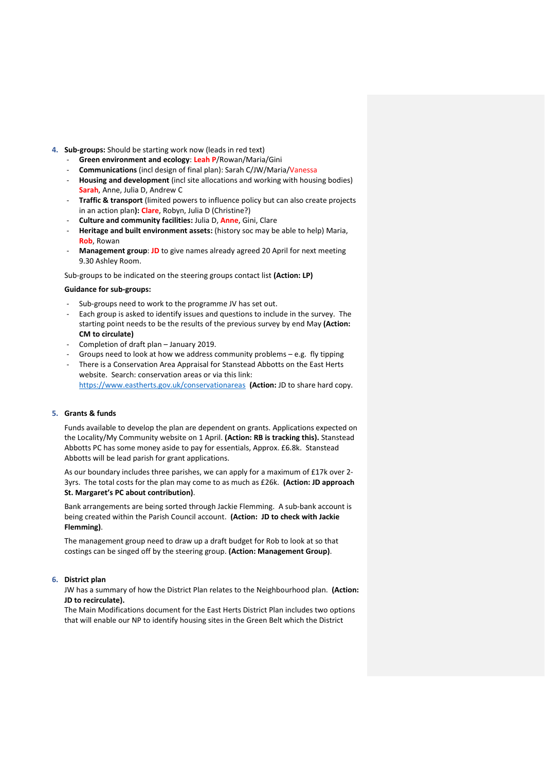4. **Sub-groups:** Should be starting work now (leads in red text)
   - **Green environment and ecology**: **Leah P**/Rowan/Maria/Gini
   - **Communications** (incl design of final plan): Sarah C/JW/Maria/Vanessa
   - **Housing and development** (incl site allocations and working with housing bodies) **Sarah**, Anne, Julia D, Andrew C
   - **Traffic & transport** (limited powers to influence policy but can also create projects in an action plan**): Clare**, Robyn, Julia D (Christine?)
   - **Culture and community facilities:** Julia D, **Anne**, Gini, Clare
   - **Heritage and built environment assets:** (history soc may be able to help) Maria, **Rob**, Rowan
   - **Management group**: **JD** to give names already agreed 20 April for next meeting 9.30 Ashley Room.

   Sub-groups to be indicated on the steering groups contact list **(Action: LP)**

   **Guidance for sub-groups:**

   - Sub-groups need to work to the programme JV has set out.
   - Each group is asked to identify issues and questions to include in the survey. The starting point needs to be the results of the previous survey by end May **(Action: CM to circulate)**
   - Completion of draft plan – January 2019.
   - Groups need to look at how we address community problems – e.g. fly tipping
   - There is a Conservation Area Appraisal for Stanstead Abbotts on the East Herts website. Search: conservation areas or via this link: https://www.eastherts.gov.uk/conservationareas **(Action:** JD to share hard copy.

5. **Grants & funds**

   Funds available to develop the plan are dependent on grants. Applications expected on the Locality/My Community website on 1 April. **(Action: RB is tracking this).** Stanstead Abbotts PC has some money aside to pay for essentials, Approx. £6.8k. Stanstead Abbotts will be lead parish for grant applications.

   As our boundary includes three parishes, we can apply for a maximum of £17k over 2-3yrs. The total costs for the plan may come to as much as £26k. **(Action: JD approach St. Margaret's PC about contribution)**.

   Bank arrangements are being sorted through Jackie Flemming. A sub-bank account is being created within the Parish Council account. **(Action: JD to check with Jackie Flemming)**.

   The management group need to draw up a draft budget for Rob to look at so that costings can be singed off by the steering group. **(Action: Management Group)**.

6. **District plan**

   JW has a summary of how the District Plan relates to the Neighbourhood plan. **(Action: JD to recirculate).**

   The Main Modifications document for the East Herts District Plan includes two options that will enable our NP to identify housing sites in the Green Belt which the District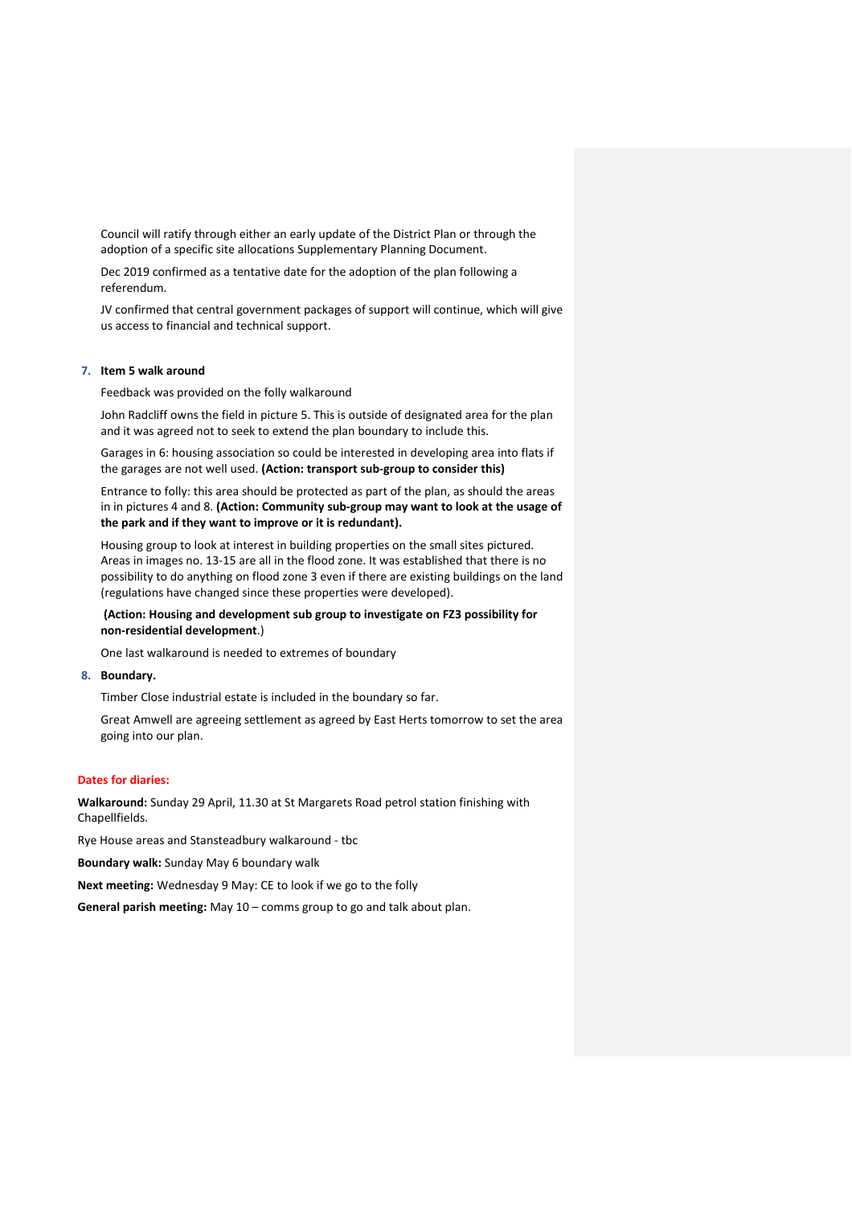Council will ratify through either an early update of the District Plan or through the adoption of a specific site allocations Supplementary Planning Document.

Dec 2019 confirmed as a tentative date for the adoption of the plan following a referendum.

JV confirmed that central government packages of support will continue, which will give us access to financial and technical support.

7. **Item 5 walk around**

   Feedback was provided on the folly walkaround

   John Radcliff owns the field in picture 5. This is outside of designated area for the plan and it was agreed not to seek to extend the plan boundary to include this.

   Garages in 6: housing association so could be interested in developing area into flats if the garages are not well used. **(Action: transport sub-group to consider this)**

   Entrance to folly: this area should be protected as part of the plan, as should the areas in in pictures 4 and 8. **(Action: Community sub-group may want to look at the usage of the park and if they want to improve or it is redundant).**

   Housing group to look at interest in building properties on the small sites pictured. Areas in images no. 13-15 are all in the flood zone. It was established that there is no possibility to do anything on flood zone 3 even if there are existing buildings on the land (regulations have changed since these properties were developed).

   **(Action: Housing and development sub group to investigate on FZ3 possibility for non-residential development**.)

   One last walkaround is needed to extremes of boundary

8. **Boundary.**

   Timber Close industrial estate is included in the boundary so far.

   Great Amwell are agreeing settlement as agreed by East Herts tomorrow to set the area going into our plan.

**Dates for diaries:**

**Walkaround:** Sunday 29 April, 11.30 at St Margarets Road petrol station finishing with Chapellfields.

Rye House areas and Stansteadbury walkaround - tbc

**Boundary walk:** Sunday May 6 boundary walk

**Next meeting:** Wednesday 9 May: CE to look if we go to the folly

**General parish meeting:** May 10 – comms group to go and talk about plan.